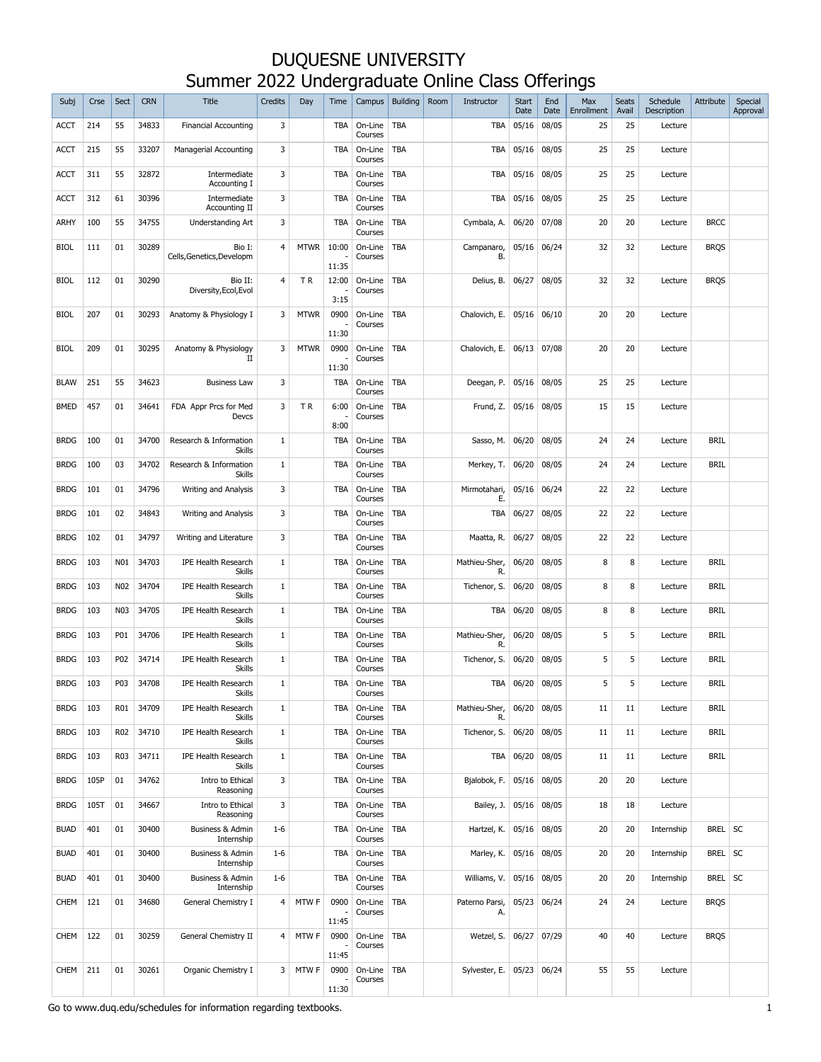# DUQUESNE UNIVERSITY

## Summer 2022 Undergraduate Online Class Offerings

| Subj | Crse | Sect | CRN | Title | Credits | Day | Time | Campus | Building | Room | Instructor | Start Date | End Date | Max Enrollment | Seats Avail | Schedule Description | Attribute | Special Approval |
|---|---|---|---|---|---|---|---|---|---|---|---|---|---|---|---|---|---|---|
| ACCT | 214 | 55 | 34833 | Financial Accounting | 3 | | TBA | On-Line Courses | TBA | | TBA | 05/16 | 08/05 | 25 | 25 | Lecture | | |
| ACCT | 215 | 55 | 33207 | Managerial Accounting | 3 | | TBA | On-Line Courses | TBA | | TBA | 05/16 | 08/05 | 25 | 25 | Lecture | | |
| ACCT | 311 | 55 | 32872 | Intermediate Accounting I | 3 | | TBA | On-Line Courses | TBA | | TBA | 05/16 | 08/05 | 25 | 25 | Lecture | | |
| ACCT | 312 | 61 | 30396 | Intermediate Accounting II | 3 | | TBA | On-Line Courses | TBA | | TBA | 05/16 | 08/05 | 25 | 25 | Lecture | | |
| ARHY | 100 | 55 | 34755 | Understanding Art | 3 | | TBA | On-Line Courses | TBA | | Cymbala, A. | 06/20 | 07/08 | 20 | 20 | Lecture | BRCC | |
| BIOL | 111 | 01 | 30289 | Bio I: Cells,Genetics,Developm | 4 | MTWR | 10:00 - 11:35 | On-Line Courses | TBA | | Campanaro, B. | 05/16 | 06/24 | 32 | 32 | Lecture | BRQS | |
| BIOL | 112 | 01 | 30290 | Bio II: Diversity,Ecol,Evol | 4 | T R | 12:00 - 3:15 | On-Line Courses | TBA | | Delius, B. | 06/27 | 08/05 | 32 | 32 | Lecture | BRQS | |
| BIOL | 207 | 01 | 30293 | Anatomy & Physiology I | 3 | MTWR | 0900 - 11:30 | On-Line Courses | TBA | | Chalovich, E. | 05/16 | 06/10 | 20 | 20 | Lecture | | |
| BIOL | 209 | 01 | 30295 | Anatomy & Physiology II | 3 | MTWR | 0900 - 11:30 | On-Line Courses | TBA | | Chalovich, E. | 06/13 | 07/08 | 20 | 20 | Lecture | | |
| BLAW | 251 | 55 | 34623 | Business Law | 3 | | TBA | On-Line Courses | TBA | | Deegan, P. | 05/16 | 08/05 | 25 | 25 | Lecture | | |
| BMED | 457 | 01 | 34641 | FDA Appr Prcs for Med Devcs | 3 | T R | 6:00 - 8:00 | On-Line Courses | TBA | | Frund, Z. | 05/16 | 08/05 | 15 | 15 | Lecture | | |
| BRDG | 100 | 01 | 34700 | Research & Information Skills | 1 | | TBA | On-Line Courses | TBA | | Sasso, M. | 06/20 | 08/05 | 24 | 24 | Lecture | BRIL | |
| BRDG | 100 | 03 | 34702 | Research & Information Skills | 1 | | TBA | On-Line Courses | TBA | | Merkey, T. | 06/20 | 08/05 | 24 | 24 | Lecture | BRIL | |
| BRDG | 101 | 01 | 34796 | Writing and Analysis | 3 | | TBA | On-Line Courses | TBA | | Mirmotahari, E. | 05/16 | 06/24 | 22 | 22 | Lecture | | |
| BRDG | 101 | 02 | 34843 | Writing and Analysis | 3 | | TBA | On-Line Courses | TBA | | TBA | 06/27 | 08/05 | 22 | 22 | Lecture | | |
| BRDG | 102 | 01 | 34797 | Writing and Literature | 3 | | TBA | On-Line Courses | TBA | | Maatta, R. | 06/27 | 08/05 | 22 | 22 | Lecture | | |
| BRDG | 103 | N01 | 34703 | IPE Health Research Skills | 1 | | TBA | On-Line Courses | TBA | | Mathieu-Sher, R. | 06/20 | 08/05 | 8 | 8 | Lecture | BRIL | |
| BRDG | 103 | N02 | 34704 | IPE Health Research Skills | 1 | | TBA | On-Line Courses | TBA | | Tichenor, S. | 06/20 | 08/05 | 8 | 8 | Lecture | BRIL | |
| BRDG | 103 | N03 | 34705 | IPE Health Research Skills | 1 | | TBA | On-Line Courses | TBA | | TBA | 06/20 | 08/05 | 8 | 8 | Lecture | BRIL | |
| BRDG | 103 | P01 | 34706 | IPE Health Research Skills | 1 | | TBA | On-Line Courses | TBA | | Mathieu-Sher, R. | 06/20 | 08/05 | 5 | 5 | Lecture | BRIL | |
| BRDG | 103 | P02 | 34714 | IPE Health Research Skills | 1 | | TBA | On-Line Courses | TBA | | Tichenor, S. | 06/20 | 08/05 | 5 | 5 | Lecture | BRIL | |
| BRDG | 103 | P03 | 34708 | IPE Health Research Skills | 1 | | TBA | On-Line Courses | TBA | | TBA | 06/20 | 08/05 | 5 | 5 | Lecture | BRIL | |
| BRDG | 103 | R01 | 34709 | IPE Health Research Skills | 1 | | TBA | On-Line Courses | TBA | | Mathieu-Sher, R. | 06/20 | 08/05 | 11 | 11 | Lecture | BRIL | |
| BRDG | 103 | R02 | 34710 | IPE Health Research Skills | 1 | | TBA | On-Line Courses | TBA | | Tichenor, S. | 06/20 | 08/05 | 11 | 11 | Lecture | BRIL | |
| BRDG | 103 | R03 | 34711 | IPE Health Research Skills | 1 | | TBA | On-Line Courses | TBA | | TBA | 06/20 | 08/05 | 11 | 11 | Lecture | BRIL | |
| BRDG | 105P | 01 | 34762 | Intro to Ethical Reasoning | 3 | | TBA | On-Line Courses | TBA | | Bjalobok, F. | 05/16 | 08/05 | 20 | 20 | Lecture | | |
| BRDG | 105T | 01 | 34667 | Intro to Ethical Reasoning | 3 | | TBA | On-Line Courses | TBA | | Bailey, J. | 05/16 | 08/05 | 18 | 18 | Lecture | | |
| BUAD | 401 | 01 | 30400 | Business & Admin Internship | 1-6 | | TBA | On-Line Courses | TBA | | Hartzel, K. | 05/16 | 08/05 | 20 | 20 | Internship | BREL | SC |
| BUAD | 401 | 01 | 30400 | Business & Admin Internship | 1-6 | | TBA | On-Line Courses | TBA | | Marley, K. | 05/16 | 08/05 | 20 | 20 | Internship | BREL | SC |
| BUAD | 401 | 01 | 30400 | Business & Admin Internship | 1-6 | | TBA | On-Line Courses | TBA | | Williams, V. | 05/16 | 08/05 | 20 | 20 | Internship | BREL | SC |
| CHEM | 121 | 01 | 34680 | General Chemistry I | 4 | MTW F | 0900 - 11:45 | On-Line Courses | TBA | | Paterno Parsi, A. | 05/23 | 06/24 | 24 | 24 | Lecture | BRQS | |
| CHEM | 122 | 01 | 30259 | General Chemistry II | 4 | MTW F | 0900 - 11:45 | On-Line Courses | TBA | | Wetzel, S. | 06/27 | 07/29 | 40 | 40 | Lecture | BRQS | |
| CHEM | 211 | 01 | 30261 | Organic Chemistry I | 3 | MTW F | 0900 - 11:30 | On-Line Courses | TBA | | Sylvester, E. | 05/23 | 06/24 | 55 | 55 | Lecture | | |

Go to www.duq.edu/schedules for information regarding textbooks.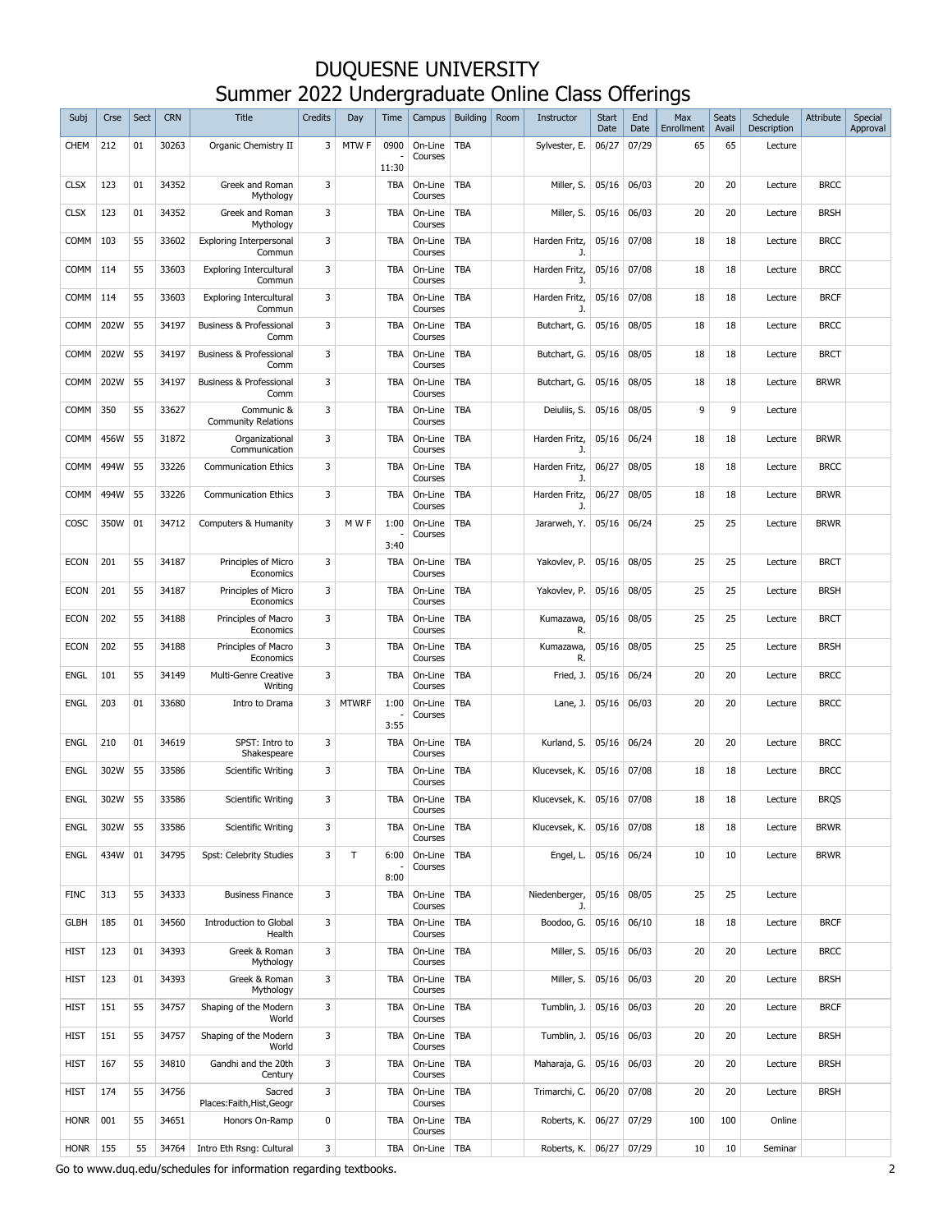# DUQUESNE UNIVERSITY
## Summer 2022 Undergraduate Online Class Offerings

| Subj | Crse | Sect | CRN | Title | Credits | Day | Time | Campus | Building | Room | Instructor | Start Date | End Date | Max Enrollment | Seats Avail | Schedule Description | Attribute | Special Approval |
|---|---|---|---|---|---|---|---|---|---|---|---|---|---|---|---|---|---|---|
| CHEM | 212 | 01 | 30263 | Organic Chemistry II | 3 | MTW F | 0900 - 11:30 | On-Line Courses | TBA | | Sylvester, E. | 06/27 | 07/29 | 65 | 65 | Lecture | | |
| CLSX | 123 | 01 | 34352 | Greek and Roman Mythology | 3 | | TBA | On-Line Courses | TBA | | Miller, S. | 05/16 | 06/03 | 20 | 20 | Lecture | BRCC | |
| CLSX | 123 | 01 | 34352 | Greek and Roman Mythology | 3 | | TBA | On-Line Courses | TBA | | Miller, S. | 05/16 | 06/03 | 20 | 20 | Lecture | BRSH | |
| COMM | 103 | 55 | 33602 | Exploring Interpersonal Commun | 3 | | TBA | On-Line Courses | TBA | | Harden Fritz, J. | 05/16 | 07/08 | 18 | 18 | Lecture | BRCC | |
| COMM | 114 | 55 | 33603 | Exploring Intercultural Commun | 3 | | TBA | On-Line Courses | TBA | | Harden Fritz, J. | 05/16 | 07/08 | 18 | 18 | Lecture | BRCC | |
| COMM | 114 | 55 | 33603 | Exploring Intercultural Commun | 3 | | TBA | On-Line Courses | TBA | | Harden Fritz, J. | 05/16 | 07/08 | 18 | 18 | Lecture | BRCF | |
| COMM | 202W | 55 | 34197 | Business & Professional Comm | 3 | | TBA | On-Line Courses | TBA | | Butchart, G. | 05/16 | 08/05 | 18 | 18 | Lecture | BRCC | |
| COMM | 202W | 55 | 34197 | Business & Professional Comm | 3 | | TBA | On-Line Courses | TBA | | Butchart, G. | 05/16 | 08/05 | 18 | 18 | Lecture | BRCT | |
| COMM | 202W | 55 | 34197 | Business & Professional Comm | 3 | | TBA | On-Line Courses | TBA | | Butchart, G. | 05/16 | 08/05 | 18 | 18 | Lecture | BRWR | |
| COMM | 350 | 55 | 33627 | Communic & Community Relations | 3 | | TBA | On-Line Courses | TBA | | Deiuliis, S. | 05/16 | 08/05 | 9 | 9 | Lecture | | |
| COMM | 456W | 55 | 31872 | Organizational Communication | 3 | | TBA | On-Line Courses | TBA | | Harden Fritz, J. | 05/16 | 06/24 | 18 | 18 | Lecture | BRWR | |
| COMM | 494W | 55 | 33226 | Communication Ethics | 3 | | TBA | On-Line Courses | TBA | | Harden Fritz, J. | 06/27 | 08/05 | 18 | 18 | Lecture | BRCC | |
| COMM | 494W | 55 | 33226 | Communication Ethics | 3 | | TBA | On-Line Courses | TBA | | Harden Fritz, J. | 06/27 | 08/05 | 18 | 18 | Lecture | BRWR | |
| COSC | 350W | 01 | 34712 | Computers & Humanity | 3 | M W F | 1:00 - 3:40 | On-Line Courses | TBA | | Jararweh, Y. | 05/16 | 06/24 | 25 | 25 | Lecture | BRWR | |
| ECON | 201 | 55 | 34187 | Principles of Micro Economics | 3 | | TBA | On-Line Courses | TBA | | Yakovlev, P. | 05/16 | 08/05 | 25 | 25 | Lecture | BRCT | |
| ECON | 201 | 55 | 34187 | Principles of Micro Economics | 3 | | TBA | On-Line Courses | TBA | | Yakovlev, P. | 05/16 | 08/05 | 25 | 25 | Lecture | BRSH | |
| ECON | 202 | 55 | 34188 | Principles of Macro Economics | 3 | | TBA | On-Line Courses | TBA | | Kumazawa, R. | 05/16 | 08/05 | 25 | 25 | Lecture | BRCT | |
| ECON | 202 | 55 | 34188 | Principles of Macro Economics | 3 | | TBA | On-Line Courses | TBA | | Kumazawa, R. | 05/16 | 08/05 | 25 | 25 | Lecture | BRSH | |
| ENGL | 101 | 55 | 34149 | Multi-Genre Creative Writing | 3 | | TBA | On-Line Courses | TBA | | Fried, J. | 05/16 | 06/24 | 20 | 20 | Lecture | BRCC | |
| ENGL | 203 | 01 | 33680 | Intro to Drama | 3 | MTWRF | 1:00 - 3:55 | On-Line Courses | TBA | | Lane, J. | 05/16 | 06/03 | 20 | 20 | Lecture | BRCC | |
| ENGL | 210 | 01 | 34619 | SPST: Intro to Shakespeare | 3 | | TBA | On-Line Courses | TBA | | Kurland, S. | 05/16 | 06/24 | 20 | 20 | Lecture | BRCC | |
| ENGL | 302W | 55 | 33586 | Scientific Writing | 3 | | TBA | On-Line Courses | TBA | | Klucevsek, K. | 05/16 | 07/08 | 18 | 18 | Lecture | BRCC | |
| ENGL | 302W | 55 | 33586 | Scientific Writing | 3 | | TBA | On-Line Courses | TBA | | Klucevsek, K. | 05/16 | 07/08 | 18 | 18 | Lecture | BRQS | |
| ENGL | 302W | 55 | 33586 | Scientific Writing | 3 | | TBA | On-Line Courses | TBA | | Klucevsek, K. | 05/16 | 07/08 | 18 | 18 | Lecture | BRWR | |
| ENGL | 434W | 01 | 34795 | Spst: Celebrity Studies | 3 | T | 6:00 - 8:00 | On-Line Courses | TBA | | Engel, L. | 05/16 | 06/24 | 10 | 10 | Lecture | BRWR | |
| FINC | 313 | 55 | 34333 | Business Finance | 3 | | TBA | On-Line Courses | TBA | | Niedenberger, J. | 05/16 | 08/05 | 25 | 25 | Lecture | | |
| GLBH | 185 | 01 | 34560 | Introduction to Global Health | 3 | | TBA | On-Line Courses | TBA | | Boodoo, G. | 05/16 | 06/10 | 18 | 18 | Lecture | BRCF | |
| HIST | 123 | 01 | 34393 | Greek & Roman Mythology | 3 | | TBA | On-Line Courses | TBA | | Miller, S. | 05/16 | 06/03 | 20 | 20 | Lecture | BRCC | |
| HIST | 123 | 01 | 34393 | Greek & Roman Mythology | 3 | | TBA | On-Line Courses | TBA | | Miller, S. | 05/16 | 06/03 | 20 | 20 | Lecture | BRSH | |
| HIST | 151 | 55 | 34757 | Shaping of the Modern World | 3 | | TBA | On-Line Courses | TBA | | Tumblin, J. | 05/16 | 06/03 | 20 | 20 | Lecture | BRCF | |
| HIST | 151 | 55 | 34757 | Shaping of the Modern World | 3 | | TBA | On-Line Courses | TBA | | Tumblin, J. | 05/16 | 06/03 | 20 | 20 | Lecture | BRSH | |
| HIST | 167 | 55 | 34810 | Gandhi and the 20th Century | 3 | | TBA | On-Line Courses | TBA | | Maharaja, G. | 05/16 | 06/03 | 20 | 20 | Lecture | BRSH | |
| HIST | 174 | 55 | 34756 | Sacred Places:Faith,Hist,Geogr | 3 | | TBA | On-Line Courses | TBA | | Trimarchi, C. | 06/20 | 07/08 | 20 | 20 | Lecture | BRSH | |
| HONR | 001 | 55 | 34651 | Honors On-Ramp | 0 | | TBA | On-Line Courses | TBA | | Roberts, K. | 06/27 | 07/29 | 100 | 100 | Online | | |
| HONR | 155 | 55 | 34764 | Intro Eth Rsng: Cultural | 3 | | TBA | On-Line | TBA | | Roberts, K. | 06/27 | 07/29 | 10 | 10 | Seminar | | |

Go to www.duq.edu/schedules for information regarding textbooks.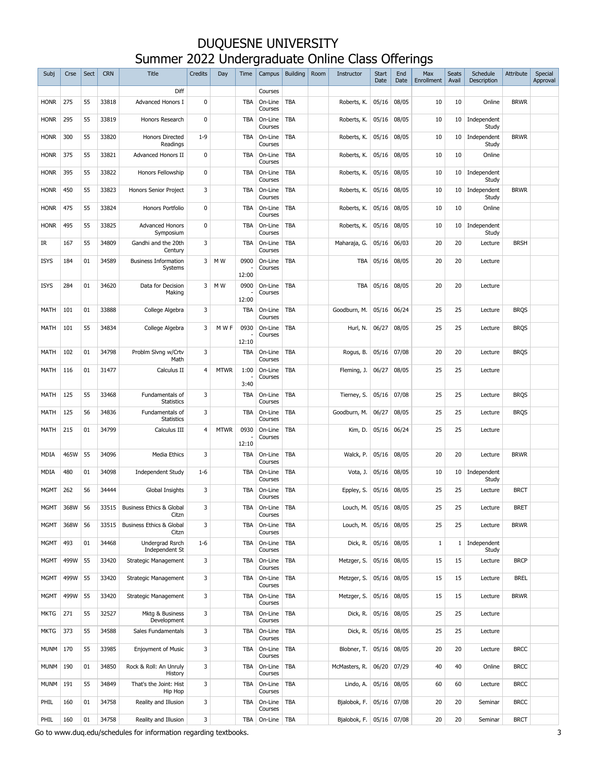# DUQUESNE UNIVERSITY
# Summer 2022 Undergraduate Online Class Offerings

| Subj | Crse | Sect | CRN | Title | Credits | Day | Time | Campus | Building | Room | Instructor | Start Date | End Date | Max Enrollment | Seats Avail | Schedule Description | Attribute | Special Approval |
|---|---|---|---|---|---|---|---|---|---|---|---|---|---|---|---|---|---|---|
| | | | | Diff | | | | Courses | | | | | | | | | | |
| HONR | 275 | 55 | 33818 | Advanced Honors I | 0 | | TBA | On-Line Courses | TBA | | Roberts, K. | 05/16 | 08/05 | 10 | 10 | Online | BRWR | |
| HONR | 295 | 55 | 33819 | Honors Research | 0 | | TBA | On-Line Courses | TBA | | Roberts, K. | 05/16 | 08/05 | 10 | 10 | Independent Study | | |
| HONR | 300 | 55 | 33820 | Honors Directed Readings | 1-9 | | TBA | On-Line Courses | TBA | | Roberts, K. | 05/16 | 08/05 | 10 | 10 | Independent Study | BRWR | |
| HONR | 375 | 55 | 33821 | Advanced Honors II | 0 | | TBA | On-Line Courses | TBA | | Roberts, K. | 05/16 | 08/05 | 10 | 10 | Online | | |
| HONR | 395 | 55 | 33822 | Honors Fellowship | 0 | | TBA | On-Line Courses | TBA | | Roberts, K. | 05/16 | 08/05 | 10 | 10 | Independent Study | | |
| HONR | 450 | 55 | 33823 | Honors Senior Project | 3 | | TBA | On-Line Courses | TBA | | Roberts, K. | 05/16 | 08/05 | 10 | 10 | Independent Study | BRWR | |
| HONR | 475 | 55 | 33824 | Honors Portfolio | 0 | | TBA | On-Line Courses | TBA | | Roberts, K. | 05/16 | 08/05 | 10 | 10 | Online | | |
| HONR | 495 | 55 | 33825 | Advanced Honors Symposium | 0 | | TBA | On-Line Courses | TBA | | Roberts, K. | 05/16 | 08/05 | 10 | 10 | Independent Study | | |
| IR | 167 | 55 | 34809 | Gandhi and the 20th Century | 3 | | TBA | On-Line Courses | TBA | | Maharaja, G. | 05/16 | 06/03 | 20 | 20 | Lecture | BRSH | |
| ISYS | 184 | 01 | 34589 | Business Information Systems | 3 | M W | 0900 - 12:00 | On-Line Courses | TBA | | TBA | 05/16 | 08/05 | 20 | 20 | Lecture | | |
| ISYS | 284 | 01 | 34620 | Data for Decision Making | 3 | M W | 0900 - 12:00 | On-Line Courses | TBA | | TBA | 05/16 | 08/05 | 20 | 20 | Lecture | | |
| MATH | 101 | 01 | 33888 | College Algebra | 3 | | TBA | On-Line Courses | TBA | | Goodburn, M. | 05/16 | 06/24 | 25 | 25 | Lecture | BRQS | |
| MATH | 101 | 55 | 34834 | College Algebra | 3 | M W F | 0930 - 12:10 | On-Line Courses | TBA | | Hurl, N. | 06/27 | 08/05 | 25 | 25 | Lecture | BRQS | |
| MATH | 102 | 01 | 34798 | Problm Slvng w/Crtv Math | 3 | | TBA | On-Line Courses | TBA | | Rogus, B. | 05/16 | 07/08 | 20 | 20 | Lecture | BRQS | |
| MATH | 116 | 01 | 31477 | Calculus II | 4 | MTWR | 1:00 - 3:40 | On-Line Courses | TBA | | Fleming, J. | 06/27 | 08/05 | 25 | 25 | Lecture | | |
| MATH | 125 | 55 | 33468 | Fundamentals of Statistics | 3 | | TBA | On-Line Courses | TBA | | Tierney, S. | 05/16 | 07/08 | 25 | 25 | Lecture | BRQS | |
| MATH | 125 | 56 | 34836 | Fundamentals of Statistics | 3 | | TBA | On-Line Courses | TBA | | Goodburn, M. | 06/27 | 08/05 | 25 | 25 | Lecture | BRQS | |
| MATH | 215 | 01 | 34799 | Calculus III | 4 | MTWR | 0930 - 12:10 | On-Line Courses | TBA | | Kim, D. | 05/16 | 06/24 | 25 | 25 | Lecture | | |
| MDIA | 465W | 55 | 34096 | Media Ethics | 3 | | TBA | On-Line Courses | TBA | | Walck, P. | 05/16 | 08/05 | 20 | 20 | Lecture | BRWR | |
| MDIA | 480 | 01 | 34098 | Independent Study | 1-6 | | TBA | On-Line Courses | TBA | | Vota, J. | 05/16 | 08/05 | 10 | 10 | Independent Study | | |
| MGMT | 262 | 56 | 34444 | Global Insights | 3 | | TBA | On-Line Courses | TBA | | Eppley, S. | 05/16 | 08/05 | 25 | 25 | Lecture | BRCT | |
| MGMT | 368W | 56 | 33515 | Business Ethics & Global Citzn | 3 | | TBA | On-Line Courses | TBA | | Louch, M. | 05/16 | 08/05 | 25 | 25 | Lecture | BRET | |
| MGMT | 368W | 56 | 33515 | Business Ethics & Global Citzn | 3 | | TBA | On-Line Courses | TBA | | Louch, M. | 05/16 | 08/05 | 25 | 25 | Lecture | BRWR | |
| MGMT | 493 | 01 | 34468 | Undergrad Rsrch Independent St | 1-6 | | TBA | On-Line Courses | TBA | | Dick, R. | 05/16 | 08/05 | 1 | 1 | Independent Study | | |
| MGMT | 499W | 55 | 33420 | Strategic Management | 3 | | TBA | On-Line Courses | TBA | | Metzger, S. | 05/16 | 08/05 | 15 | 15 | Lecture | BRCP | |
| MGMT | 499W | 55 | 33420 | Strategic Management | 3 | | TBA | On-Line Courses | TBA | | Metzger, S. | 05/16 | 08/05 | 15 | 15 | Lecture | BREL | |
| MGMT | 499W | 55 | 33420 | Strategic Management | 3 | | TBA | On-Line Courses | TBA | | Metzger, S. | 05/16 | 08/05 | 15 | 15 | Lecture | BRWR | |
| MKTG | 271 | 55 | 32527 | Mktg & Business Development | 3 | | TBA | On-Line Courses | TBA | | Dick, R. | 05/16 | 08/05 | 25 | 25 | Lecture | | |
| MKTG | 373 | 55 | 34588 | Sales Fundamentals | 3 | | TBA | On-Line Courses | TBA | | Dick, R. | 05/16 | 08/05 | 25 | 25 | Lecture | | |
| MUNM | 170 | 55 | 33985 | Enjoyment of Music | 3 | | TBA | On-Line Courses | TBA | | Blobner, T. | 05/16 | 08/05 | 20 | 20 | Lecture | BRCC | |
| MUNM | 190 | 01 | 34850 | Rock & Roll: An Unruly History | 3 | | TBA | On-Line Courses | TBA | | McMasters, R. | 06/20 | 07/29 | 40 | 40 | Online | BRCC | |
| MUNM | 191 | 55 | 34849 | That's the Joint: Hist Hip Hop | 3 | | TBA | On-Line Courses | TBA | | Lindo, A. | 05/16 | 08/05 | 60 | 60 | Lecture | BRCC | |
| PHIL | 160 | 01 | 34758 | Reality and Illusion | 3 | | TBA | On-Line Courses | TBA | | Bjalobok, F. | 05/16 | 07/08 | 20 | 20 | Seminar | BRCC | |
| PHIL | 160 | 01 | 34758 | Reality and Illusion | 3 | | TBA | On-Line | TBA | | Bjalobok, F. | 05/16 | 07/08 | 20 | 20 | Seminar | BRCT | |

Go to www.duq.edu/schedules for information regarding textbooks.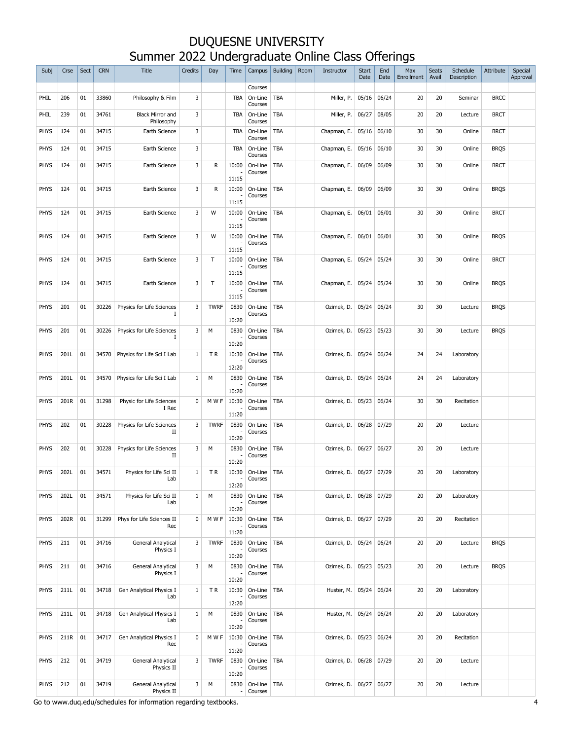# DUQUESNE UNIVERSITY
# Summer 2022 Undergraduate Online Class Offerings

| Subj | Crse | Sect | CRN | Title | Credits | Day | Time | Campus | Building | Room | Instructor | Start Date | End Date | Max Enrollment | Seats Avail | Schedule Description | Attribute | Special Approval |
|---|---|---|---|---|---|---|---|---|---|---|---|---|---|---|---|---|---|---|
| | | | | | | | | Courses | | | | | | | | | | |
| PHIL | 206 | 01 | 33860 | Philosophy & Film | 3 | | TBA | On-Line Courses | TBA | | Miller, P. | 05/16 | 06/24 | 20 | 20 | Seminar | BRCC | |
| PHIL | 239 | 01 | 34761 | Black Mirror and Philosophy | 3 | | TBA | On-Line Courses | TBA | | Miller, P. | 06/27 | 08/05 | 20 | 20 | Lecture | BRCT | |
| PHYS | 124 | 01 | 34715 | Earth Science | 3 | | TBA | On-Line Courses | TBA | | Chapman, E. | 05/16 | 06/10 | 30 | 30 | Online | BRCT | |
| PHYS | 124 | 01 | 34715 | Earth Science | 3 | | TBA | On-Line Courses | TBA | | Chapman, E. | 05/16 | 06/10 | 30 | 30 | Online | BRQS | |
| PHYS | 124 | 01 | 34715 | Earth Science | 3 | R | 10:00 - 11:15 | On-Line Courses | TBA | | Chapman, E. | 06/09 | 06/09 | 30 | 30 | Online | BRCT | |
| PHYS | 124 | 01 | 34715 | Earth Science | 3 | R | 10:00 - 11:15 | On-Line Courses | TBA | | Chapman, E. | 06/09 | 06/09 | 30 | 30 | Online | BRQS | |
| PHYS | 124 | 01 | 34715 | Earth Science | 3 | W | 10:00 - 11:15 | On-Line Courses | TBA | | Chapman, E. | 06/01 | 06/01 | 30 | 30 | Online | BRCT | |
| PHYS | 124 | 01 | 34715 | Earth Science | 3 | W | 10:00 - 11:15 | On-Line Courses | TBA | | Chapman, E. | 06/01 | 06/01 | 30 | 30 | Online | BRQS | |
| PHYS | 124 | 01 | 34715 | Earth Science | 3 | T | 10:00 - 11:15 | On-Line Courses | TBA | | Chapman, E. | 05/24 | 05/24 | 30 | 30 | Online | BRCT | |
| PHYS | 124 | 01 | 34715 | Earth Science | 3 | T | 10:00 - 11:15 | On-Line Courses | TBA | | Chapman, E. | 05/24 | 05/24 | 30 | 30 | Online | BRQS | |
| PHYS | 201 | 01 | 30226 | Physics for Life Sciences I | 3 | TWRF | 0830 - 10:20 | On-Line Courses | TBA | | Ozimek, D. | 05/24 | 06/24 | 30 | 30 | Lecture | BRQS | |
| PHYS | 201 | 01 | 30226 | Physics for Life Sciences I | 3 | M | 0830 - 10:20 | On-Line Courses | TBA | | Ozimek, D. | 05/23 | 05/23 | 30 | 30 | Lecture | BRQS | |
| PHYS | 201L | 01 | 34570 | Physics for Life Sci I Lab | 1 | T R | 10:30 - 12:20 | On-Line Courses | TBA | | Ozimek, D. | 05/24 | 06/24 | 24 | 24 | Laboratory | | |
| PHYS | 201L | 01 | 34570 | Physics for Life Sci I Lab | 1 | M | 0830 - 10:20 | On-Line Courses | TBA | | Ozimek, D. | 05/24 | 06/24 | 24 | 24 | Laboratory | | |
| PHYS | 201R | 01 | 31298 | Physic for Life Sciences I Rec | 0 | M W F | 10:30 - 11:20 | On-Line Courses | TBA | | Ozimek, D. | 05/23 | 06/24 | 30 | 30 | Recitation | | |
| PHYS | 202 | 01 | 30228 | Physics for Life Sciences II | 3 | TWRF | 0830 - 10:20 | On-Line Courses | TBA | | Ozimek, D. | 06/28 | 07/29 | 20 | 20 | Lecture | | |
| PHYS | 202 | 01 | 30228 | Physics for Life Sciences II | 3 | M | 0830 - 10:20 | On-Line Courses | TBA | | Ozimek, D. | 06/27 | 06/27 | 20 | 20 | Lecture | | |
| PHYS | 202L | 01 | 34571 | Physics for Life Sci II Lab | 1 | T R | 10:30 - 12:20 | On-Line Courses | TBA | | Ozimek, D. | 06/27 | 07/29 | 20 | 20 | Laboratory | | |
| PHYS | 202L | 01 | 34571 | Physics for Life Sci II Lab | 1 | M | 0830 - 10:20 | On-Line Courses | TBA | | Ozimek, D. | 06/28 | 07/29 | 20 | 20 | Laboratory | | |
| PHYS | 202R | 01 | 31299 | Phys for Life Sciences II Rec | 0 | M W F | 10:30 - 11:20 | On-Line Courses | TBA | | Ozimek, D. | 06/27 | 07/29 | 20 | 20 | Recitation | | |
| PHYS | 211 | 01 | 34716 | General Analytical Physics I | 3 | TWRF | 0830 - 10:20 | On-Line Courses | TBA | | Ozimek, D. | 05/24 | 06/24 | 20 | 20 | Lecture | BRQS | |
| PHYS | 211 | 01 | 34716 | General Analytical Physics I | 3 | M | 0830 - 10:20 | On-Line Courses | TBA | | Ozimek, D. | 05/23 | 05/23 | 20 | 20 | Lecture | BRQS | |
| PHYS | 211L | 01 | 34718 | Gen Analytical Physics I Lab | 1 | T R | 10:30 - 12:20 | On-Line Courses | TBA | | Huster, M. | 05/24 | 06/24 | 20 | 20 | Laboratory | | |
| PHYS | 211L | 01 | 34718 | Gen Analytical Physics I Lab | 1 | M | 0830 - 10:20 | On-Line Courses | TBA | | Huster, M. | 05/24 | 06/24 | 20 | 20 | Laboratory | | |
| PHYS | 211R | 01 | 34717 | Gen Analytical Physics I Rec | 0 | M W F | 10:30 - 11:20 | On-Line Courses | TBA | | Ozimek, D. | 05/23 | 06/24 | 20 | 20 | Recitation | | |
| PHYS | 212 | 01 | 34719 | General Analytical Physics II | 3 | TWRF | 0830 - 10:20 | On-Line Courses | TBA | | Ozimek, D. | 06/28 | 07/29 | 20 | 20 | Lecture | | |
| PHYS | 212 | 01 | 34719 | General Analytical Physics II | 3 | M | 0830 - | On-Line Courses | TBA | | Ozimek, D. | 06/27 | 06/27 | 20 | 20 | Lecture | | |

Go to www.duq.edu/schedules for information regarding textbooks.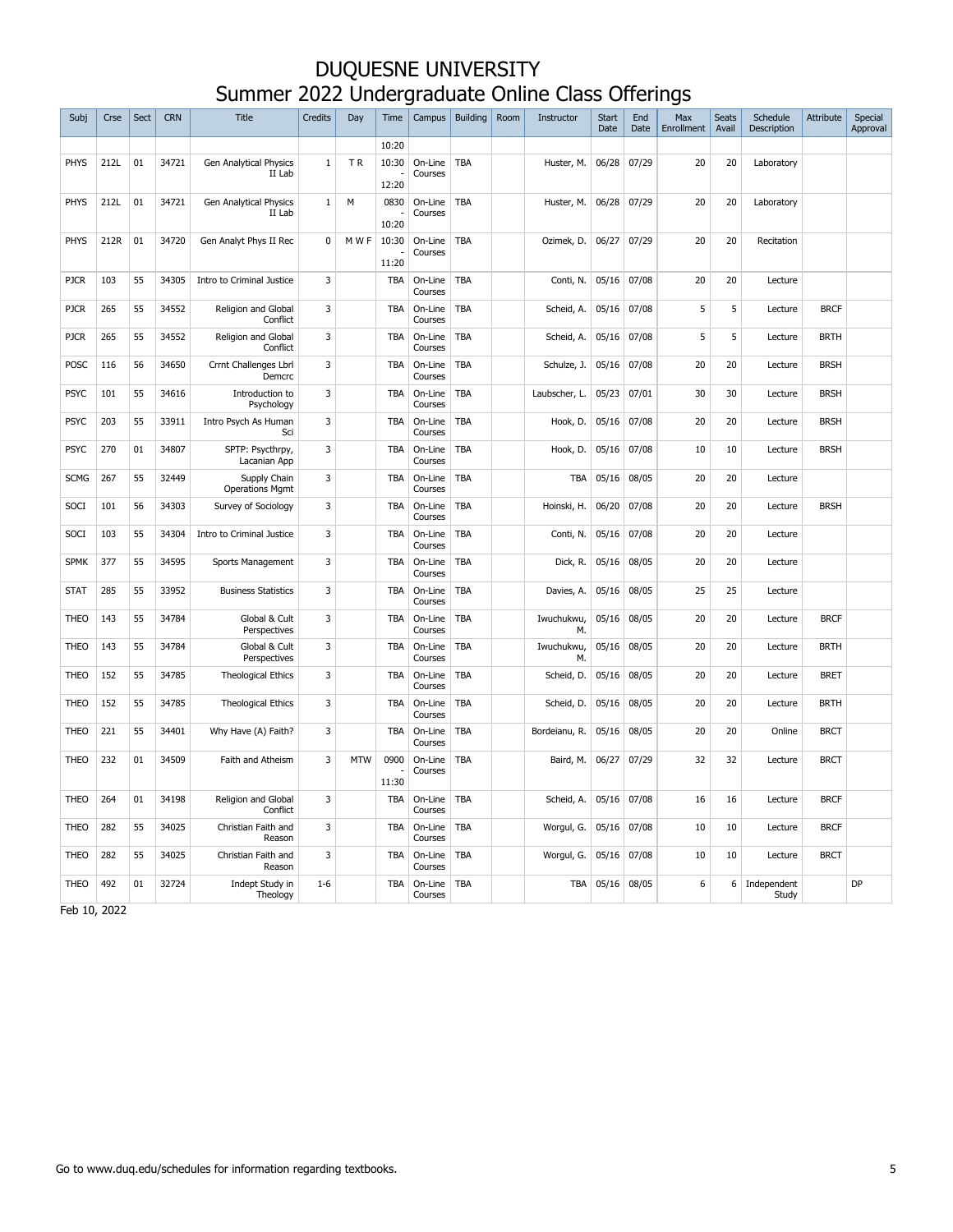# DUQUESNE UNIVERSITY
## Summer 2022 Undergraduate Online Class Offerings

| Subj | Crse | Sect | CRN | Title | Credits | Day | Time | Campus | Building | Room | Instructor | Start Date | End Date | Max Enrollment | Seats Avail | Schedule Description | Attribute | Special Approval |
|---|---|---|---|---|---|---|---|---|---|---|---|---|---|---|---|---|---|---|
| | | | | | | | 10:20 | | | | | | | | | | | |
| PHYS | 212L | 01 | 34721 | Gen Analytical Physics II Lab | 1 | T R | 10:30 - 12:20 | On-Line Courses | TBA | | Huster, M. | 06/28 | 07/29 | 20 | 20 | Laboratory | | |
| PHYS | 212L | 01 | 34721 | Gen Analytical Physics II Lab | 1 | M | 0830 - 10:20 | On-Line Courses | TBA | | Huster, M. | 06/28 | 07/29 | 20 | 20 | Laboratory | | |
| PHYS | 212R | 01 | 34720 | Gen Analyt Phys II Rec | 0 | M W F | 10:30 - 11:20 | On-Line Courses | TBA | | Ozimek, D. | 06/27 | 07/29 | 20 | 20 | Recitation | | |
| PJCR | 103 | 55 | 34305 | Intro to Criminal Justice | 3 | | TBA | On-Line Courses | TBA | | Conti, N. | 05/16 | 07/08 | 20 | 20 | Lecture | | |
| PJCR | 265 | 55 | 34552 | Religion and Global Conflict | 3 | | TBA | On-Line Courses | TBA | | Scheid, A. | 05/16 | 07/08 | 5 | 5 | Lecture | BRCF | |
| PJCR | 265 | 55 | 34552 | Religion and Global Conflict | 3 | | TBA | On-Line Courses | TBA | | Scheid, A. | 05/16 | 07/08 | 5 | 5 | Lecture | BRTH | |
| POSC | 116 | 56 | 34650 | Crrnt Challenges Lbrl Demcrc | 3 | | TBA | On-Line Courses | TBA | | Schulze, J. | 05/16 | 07/08 | 20 | 20 | Lecture | BRSH | |
| PSYC | 101 | 55 | 34616 | Introduction to Psychology | 3 | | TBA | On-Line Courses | TBA | | Laubscher, L. | 05/23 | 07/01 | 30 | 30 | Lecture | BRSH | |
| PSYC | 203 | 55 | 33911 | Intro Psych As Human Sci | 3 | | TBA | On-Line Courses | TBA | | Hook, D. | 05/16 | 07/08 | 20 | 20 | Lecture | BRSH | |
| PSYC | 270 | 01 | 34807 | SPTP: Psycthrpy, Lacanian App | 3 | | TBA | On-Line Courses | TBA | | Hook, D. | 05/16 | 07/08 | 10 | 10 | Lecture | BRSH | |
| SCMG | 267 | 55 | 32449 | Supply Chain Operations Mgmt | 3 | | TBA | On-Line Courses | TBA | | TBA | 05/16 | 08/05 | 20 | 20 | Lecture | | |
| SOCI | 101 | 56 | 34303 | Survey of Sociology | 3 | | TBA | On-Line Courses | TBA | | Hoinski, H. | 06/20 | 07/08 | 20 | 20 | Lecture | BRSH | |
| SOCI | 103 | 55 | 34304 | Intro to Criminal Justice | 3 | | TBA | On-Line Courses | TBA | | Conti, N. | 05/16 | 07/08 | 20 | 20 | Lecture | | |
| SPMK | 377 | 55 | 34595 | Sports Management | 3 | | TBA | On-Line Courses | TBA | | Dick, R. | 05/16 | 08/05 | 20 | 20 | Lecture | | |
| STAT | 285 | 55 | 33952 | Business Statistics | 3 | | TBA | On-Line Courses | TBA | | Davies, A. | 05/16 | 08/05 | 25 | 25 | Lecture | | |
| THEO | 143 | 55 | 34784 | Global & Cult Perspectives | 3 | | TBA | On-Line Courses | TBA | | Iwuchukwu, M. | 05/16 | 08/05 | 20 | 20 | Lecture | BRCF | |
| THEO | 143 | 55 | 34784 | Global & Cult Perspectives | 3 | | TBA | On-Line Courses | TBA | | Iwuchukwu, M. | 05/16 | 08/05 | 20 | 20 | Lecture | BRTH | |
| THEO | 152 | 55 | 34785 | Theological Ethics | 3 | | TBA | On-Line Courses | TBA | | Scheid, D. | 05/16 | 08/05 | 20 | 20 | Lecture | BRET | |
| THEO | 152 | 55 | 34785 | Theological Ethics | 3 | | TBA | On-Line Courses | TBA | | Scheid, D. | 05/16 | 08/05 | 20 | 20 | Lecture | BRTH | |
| THEO | 221 | 55 | 34401 | Why Have (A) Faith? | 3 | | TBA | On-Line Courses | TBA | | Bordeianu, R. | 05/16 | 08/05 | 20 | 20 | Online | BRCT | |
| THEO | 232 | 01 | 34509 | Faith and Atheism | 3 | MTW | 0900 - 11:30 | On-Line Courses | TBA | | Baird, M. | 06/27 | 07/29 | 32 | 32 | Lecture | BRCT | |
| THEO | 264 | 01 | 34198 | Religion and Global Conflict | 3 | | TBA | On-Line Courses | TBA | | Scheid, A. | 05/16 | 07/08 | 16 | 16 | Lecture | BRCF | |
| THEO | 282 | 55 | 34025 | Christian Faith and Reason | 3 | | TBA | On-Line Courses | TBA | | Worgul, G. | 05/16 | 07/08 | 10 | 10 | Lecture | BRCF | |
| THEO | 282 | 55 | 34025 | Christian Faith and Reason | 3 | | TBA | On-Line Courses | TBA | | Worgul, G. | 05/16 | 07/08 | 10 | 10 | Lecture | BRCT | |
| THEO | 492 | 01 | 32724 | Indept Study in Theology | 1-6 | | TBA | On-Line Courses | TBA | | TBA | 05/16 | 08/05 | 6 | 6 | Independent Study | | DP |

Feb 10, 2022

Go to www.duq.edu/schedules for information regarding textbooks.